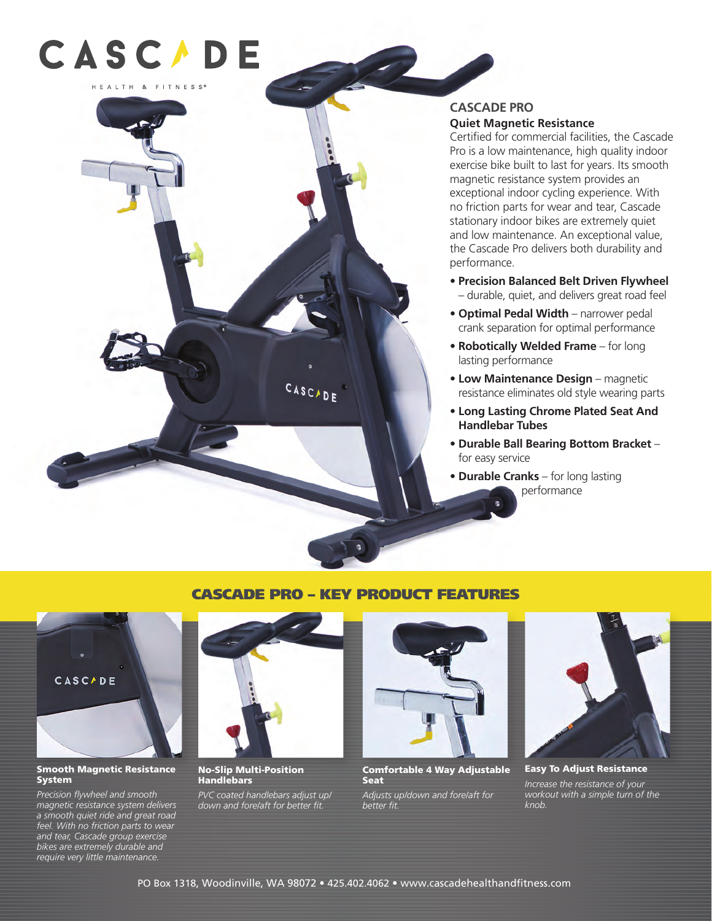# CASCADE

HEALTH & FITNESS®

## CASCADE PRO

### Quiet Magnetic Resistance

Certified for commercial facilities, the Cascade Pro is a low maintenance, high quality indoor exercise bike built to last for years. Its smooth magnetic resistance system provides an exceptional indoor cycling experience. With no friction parts for wear and tear, Cascade stationary indoor bikes are extremely quiet and low maintenance. An exceptional value, the Cascade Pro delivers both durability and performance.

- **Precision Balanced Belt Driven Flywheel** – durable, quiet, and delivers great road feel
- **Optimal Pedal Width** – narrower pedal crank separation for optimal performance
- **Robotically Welded Frame** – for long lasting performance
- **Low Maintenance Design** – magnetic resistance eliminates old style wearing parts
- **Long Lasting Chrome Plated Seat And Handlebar Tubes**
- **Durable Ball Bearing Bottom Bracket** – for easy service
- **Durable Cranks** – for long lasting performance

## CASCADE PRO – KEY PRODUCT FEATURES

**Smooth Magnetic Resistance System**

*Precision flywheel and smooth magnetic resistance system delivers a smooth quiet ride and great road feel. With no friction parts to wear and tear, Cascade group exercise bikes are extremely durable and require very little maintenance.*

**No-Slip Multi-Position Handlebars**

*PVC coated handlebars adjust up/down and fore/aft for better fit.*

**Comfortable 4 Way Adjustable Seat**

*Adjusts up/down and fore/aft for better fit.*

**Easy To Adjust Resistance**

*Increase the resistance of your workout with a simple turn of the knob.*

PO Box 1318, Woodinville, WA 98072 • 425.402.4062 • www.cascadehealthandfitness.com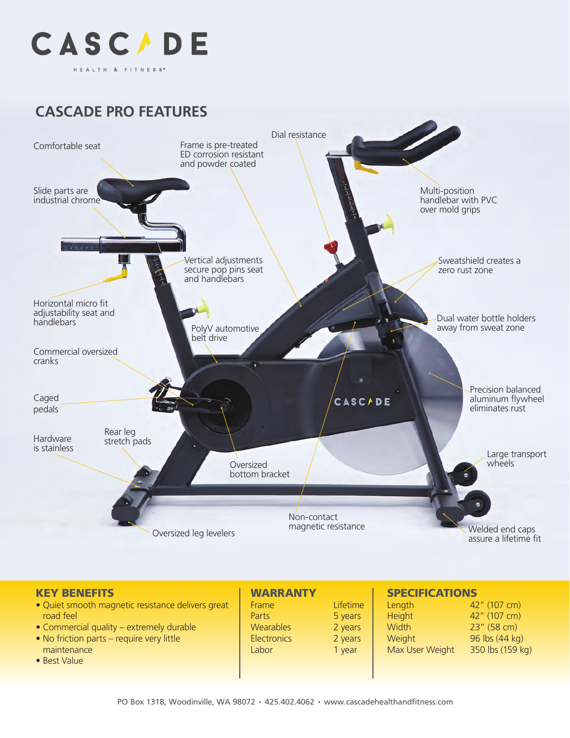CASCADE

HEALTH & FITNESS®

## CASCADE PRO FEATURES

Comfortable seat

Frame is pre-treated ED corrosion resistant and powder coated

Dial resistance

Slide parts are industrial chrome

Multi-position handlebar with PVC over mold grips

Vertical adjustments secure pop pins seat and handlebars

Sweatshield creates a zero rust zone

Horizontal micro fit adjustability seat and handlebars

Dual water bottle holders away from sweat zone

PolyV automotive belt drive

Commercial oversized cranks

Precision balanced aluminum flywheel eliminates rust

Caged pedals

Rear leg stretch pads

Hardware is stainless

Large transport wheels

Oversized bottom bracket

Non-contact magnetic resistance

Oversized leg levelers

Welded end caps assure a lifetime fit

CASCADE

### KEY BENEFITS

- Quiet smooth magnetic resistance delivers great road feel
- Commercial quality – extremely durable
- No friction parts – require very little maintenance
- Best Value

### WARRANTY

| | |
|---|---|
| Frame | Lifetime |
| Parts | 5 years |
| Wearables | 2 years |
| Electronics | 2 years |
| Labor | 1 year |

### SPECIFICATIONS

| | |
|---|---|
| Length | 42" (107 cm) |
| Height | 42" (107 cm) |
| Width | 23" (58 cm) |
| Weight | 96 lbs (44 kg) |
| Max User Weight | 350 lbs (159 kg) |

PO Box 1318, Woodinville, WA 98072 • 425.402.4062 • www.cascadehealthandfitness.com